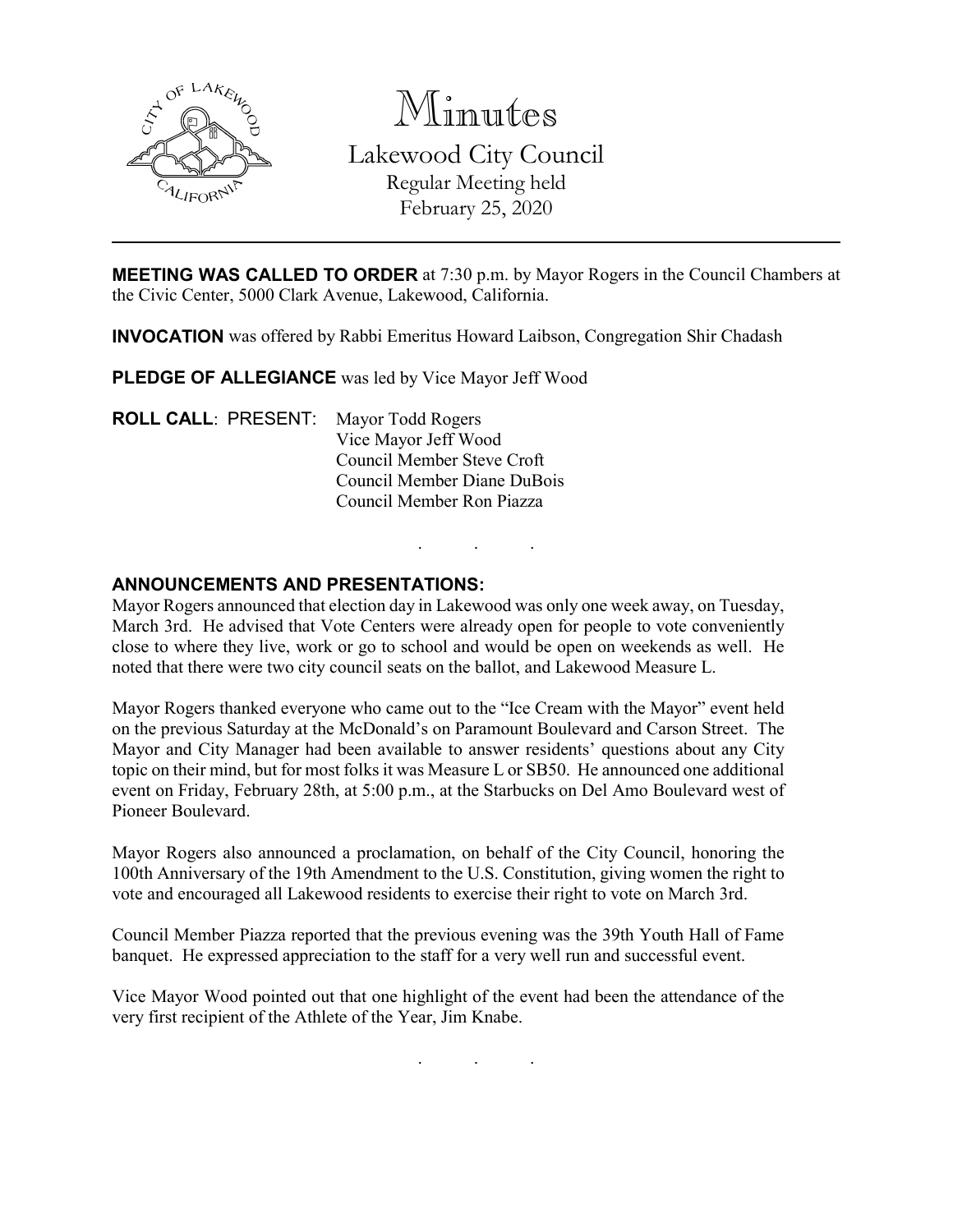# Minutes

## Lakewood City Council

Regular Meeting held
February 25, 2020

**MEETING WAS CALLED TO ORDER** at 7:30 p.m. by Mayor Rogers in the Council Chambers at the Civic Center, 5000 Clark Avenue, Lakewood, California.

**INVOCATION** was offered by Rabbi Emeritus Howard Laibson, Congregation Shir Chadash

**PLEDGE OF ALLEGIANCE** was led by Vice Mayor Jeff Wood

**ROLL CALL**: PRESENT: Mayor Todd Rogers
Vice Mayor Jeff Wood
Council Member Steve Croft
Council Member Diane DuBois
Council Member Ron Piazza

. . .

**ANNOUNCEMENTS AND PRESENTATIONS:**

Mayor Rogers announced that election day in Lakewood was only one week away, on Tuesday, March 3rd. He advised that Vote Centers were already open for people to vote conveniently close to where they live, work or go to school and would be open on weekends as well. He noted that there were two city council seats on the ballot, and Lakewood Measure L.

Mayor Rogers thanked everyone who came out to the "Ice Cream with the Mayor" event held on the previous Saturday at the McDonald's on Paramount Boulevard and Carson Street. The Mayor and City Manager had been available to answer residents' questions about any City topic on their mind, but for most folks it was Measure L or SB50. He announced one additional event on Friday, February 28th, at 5:00 p.m., at the Starbucks on Del Amo Boulevard west of Pioneer Boulevard.

Mayor Rogers also announced a proclamation, on behalf of the City Council, honoring the 100th Anniversary of the 19th Amendment to the U.S. Constitution, giving women the right to vote and encouraged all Lakewood residents to exercise their right to vote on March 3rd.

Council Member Piazza reported that the previous evening was the 39th Youth Hall of Fame banquet. He expressed appreciation to the staff for a very well run and successful event.

Vice Mayor Wood pointed out that one highlight of the event had been the attendance of the very first recipient of the Athlete of the Year, Jim Knabe.

. . .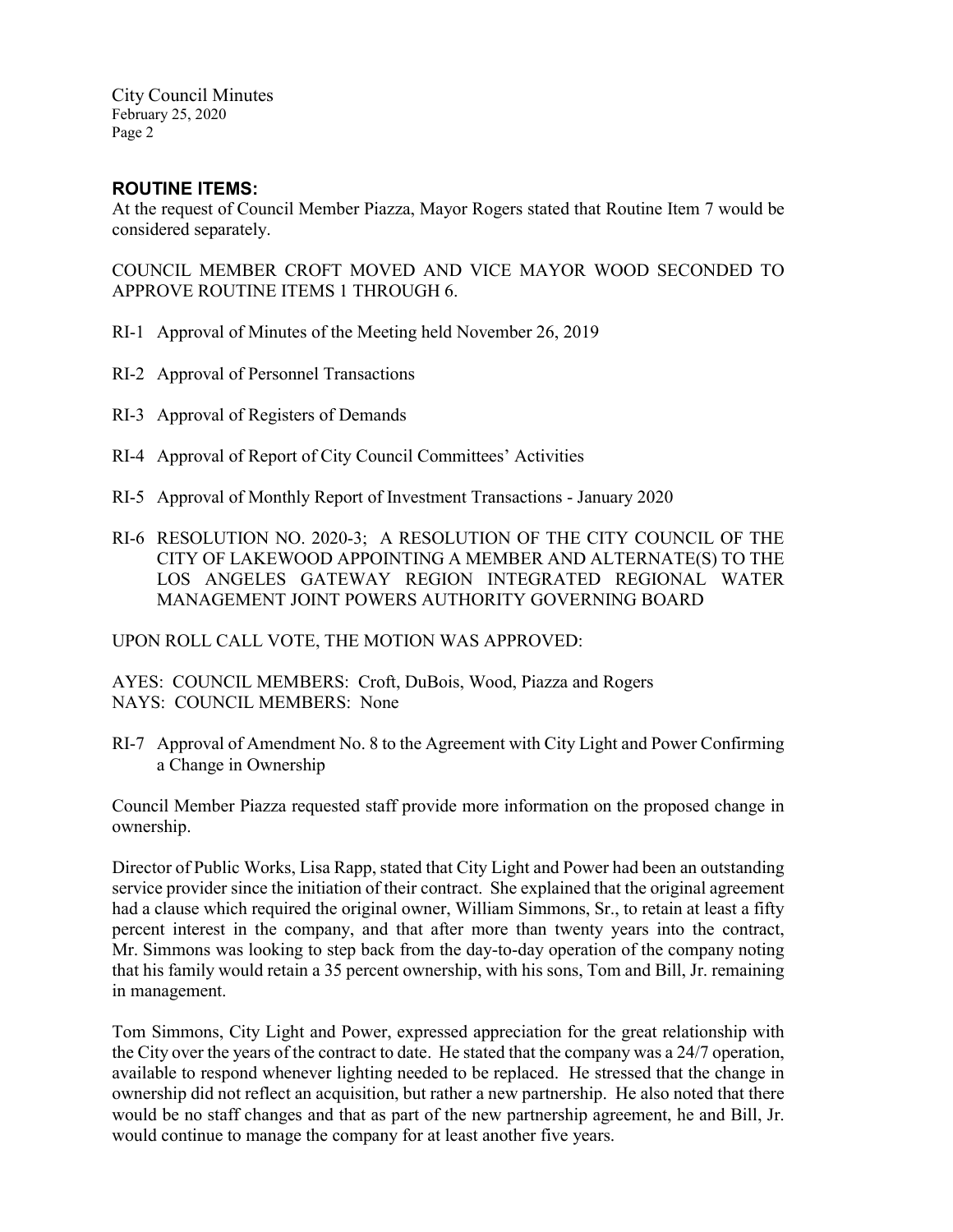## ROUTINE ITEMS:

At the request of Council Member Piazza, Mayor Rogers stated that Routine Item 7 would be considered separately.

COUNCIL MEMBER CROFT MOVED AND VICE MAYOR WOOD SECONDED TO APPROVE ROUTINE ITEMS 1 THROUGH 6.

RI-1 Approval of Minutes of the Meeting held November 26, 2019

RI-2 Approval of Personnel Transactions

RI-3 Approval of Registers of Demands

RI-4 Approval of Report of City Council Committees' Activities

RI-5 Approval of Monthly Report of Investment Transactions - January 2020

RI-6 RESOLUTION NO. 2020-3; A RESOLUTION OF THE CITY COUNCIL OF THE CITY OF LAKEWOOD APPOINTING A MEMBER AND ALTERNATE(S) TO THE LOS ANGELES GATEWAY REGION INTEGRATED REGIONAL WATER MANAGEMENT JOINT POWERS AUTHORITY GOVERNING BOARD

UPON ROLL CALL VOTE, THE MOTION WAS APPROVED:

AYES: COUNCIL MEMBERS: Croft, DuBois, Wood, Piazza and Rogers
NAYS: COUNCIL MEMBERS: None

RI-7 Approval of Amendment No. 8 to the Agreement with City Light and Power Confirming a Change in Ownership

Council Member Piazza requested staff provide more information on the proposed change in ownership.

Director of Public Works, Lisa Rapp, stated that City Light and Power had been an outstanding service provider since the initiation of their contract. She explained that the original agreement had a clause which required the original owner, William Simmons, Sr., to retain at least a fifty percent interest in the company, and that after more than twenty years into the contract, Mr. Simmons was looking to step back from the day-to-day operation of the company noting that his family would retain a 35 percent ownership, with his sons, Tom and Bill, Jr. remaining in management.

Tom Simmons, City Light and Power, expressed appreciation for the great relationship with the City over the years of the contract to date. He stated that the company was a 24/7 operation, available to respond whenever lighting needed to be replaced. He stressed that the change in ownership did not reflect an acquisition, but rather a new partnership. He also noted that there would be no staff changes and that as part of the new partnership agreement, he and Bill, Jr. would continue to manage the company for at least another five years.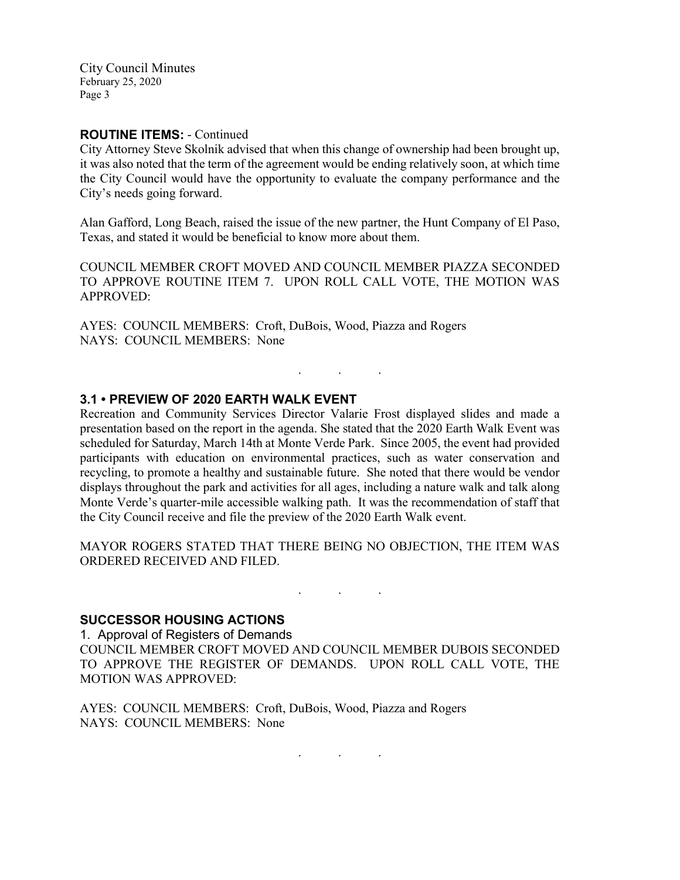**ROUTINE ITEMS:** - Continued

City Attorney Steve Skolnik advised that when this change of ownership had been brought up, it was also noted that the term of the agreement would be ending relatively soon, at which time the City Council would have the opportunity to evaluate the company performance and the City's needs going forward.

Alan Gafford, Long Beach, raised the issue of the new partner, the Hunt Company of El Paso, Texas, and stated it would be beneficial to know more about them.

COUNCIL MEMBER CROFT MOVED AND COUNCIL MEMBER PIAZZA SECONDED TO APPROVE ROUTINE ITEM 7. UPON ROLL CALL VOTE, THE MOTION WAS APPROVED:

AYES: COUNCIL MEMBERS: Croft, DuBois, Wood, Piazza and Rogers
NAYS: COUNCIL MEMBERS: None

. . .

## 3.1 • PREVIEW OF 2020 EARTH WALK EVENT

Recreation and Community Services Director Valarie Frost displayed slides and made a presentation based on the report in the agenda. She stated that the 2020 Earth Walk Event was scheduled for Saturday, March 14th at Monte Verde Park. Since 2005, the event had provided participants with education on environmental practices, such as water conservation and recycling, to promote a healthy and sustainable future. She noted that there would be vendor displays throughout the park and activities for all ages, including a nature walk and talk along Monte Verde's quarter-mile accessible walking path. It was the recommendation of staff that the City Council receive and file the preview of the 2020 Earth Walk event.

MAYOR ROGERS STATED THAT THERE BEING NO OBJECTION, THE ITEM WAS ORDERED RECEIVED AND FILED.

. . .

## SUCCESSOR HOUSING ACTIONS

1. Approval of Registers of Demands

COUNCIL MEMBER CROFT MOVED AND COUNCIL MEMBER DUBOIS SECONDED TO APPROVE THE REGISTER OF DEMANDS. UPON ROLL CALL VOTE, THE MOTION WAS APPROVED:

AYES: COUNCIL MEMBERS: Croft, DuBois, Wood, Piazza and Rogers
NAYS: COUNCIL MEMBERS: None

. . .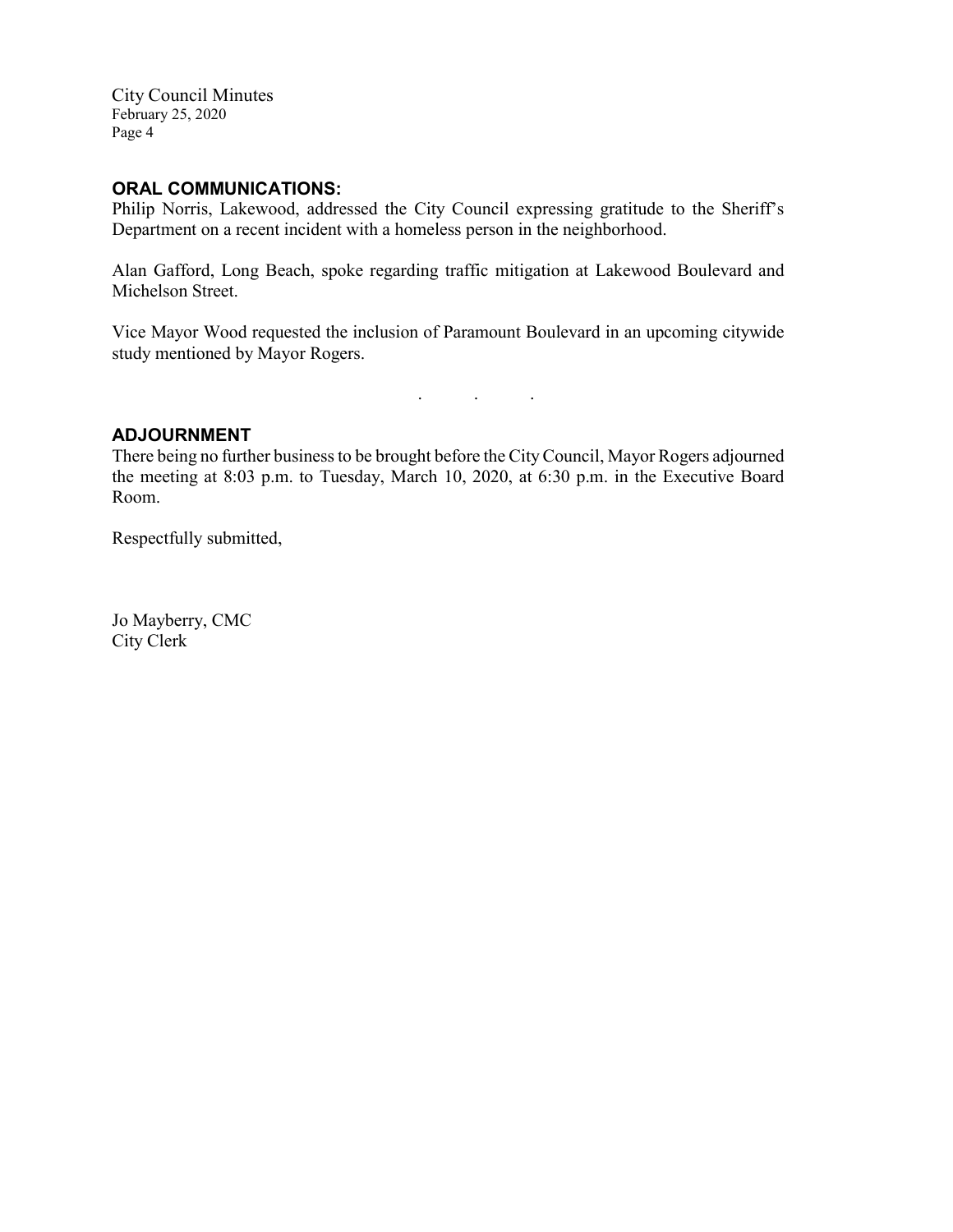## ORAL COMMUNICATIONS:

Philip Norris, Lakewood, addressed the City Council expressing gratitude to the Sheriff's Department on a recent incident with a homeless person in the neighborhood.

Alan Gafford, Long Beach, spoke regarding traffic mitigation at Lakewood Boulevard and Michelson Street.

Vice Mayor Wood requested the inclusion of Paramount Boulevard in an upcoming citywide study mentioned by Mayor Rogers.

. . .

## ADJOURNMENT

There being no further business to be brought before the City Council, Mayor Rogers adjourned the meeting at 8:03 p.m. to Tuesday, March 10, 2020, at 6:30 p.m. in the Executive Board Room.

Respectfully submitted,

Jo Mayberry, CMC
City Clerk